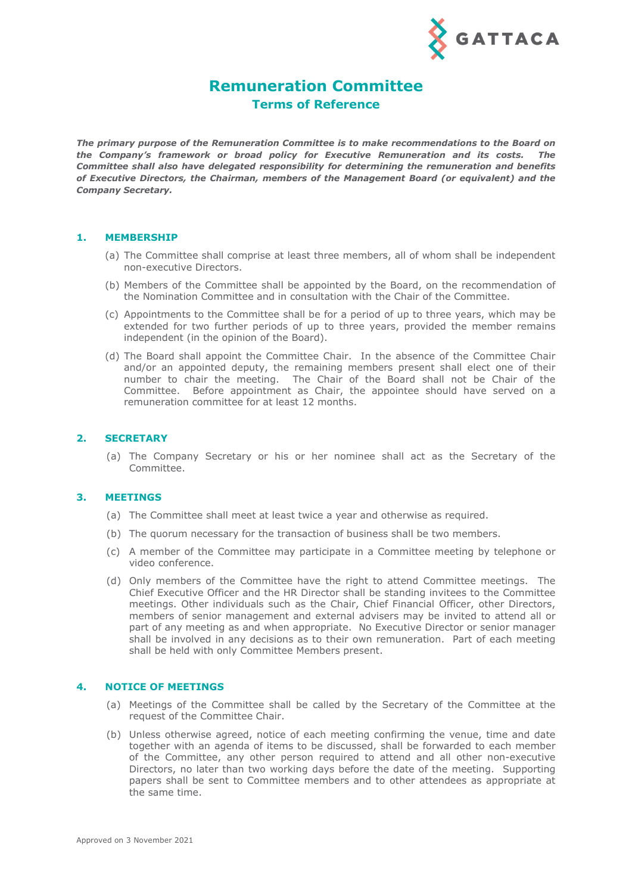# Remuneration Committee

## Terms of Reference

***The primary purpose of the Remuneration Committee is to make recommendations to the Board on the Company's framework or broad policy for Executive Remuneration and its costs. The Committee shall also have delegated responsibility for determining the remuneration and benefits of Executive Directors, the Chairman, members of the Management Board (or equivalent) and the Company Secretary.***

### 1. MEMBERSHIP

(a) The Committee shall comprise at least three members, all of whom shall be independent non-executive Directors.

(b) Members of the Committee shall be appointed by the Board, on the recommendation of the Nomination Committee and in consultation with the Chair of the Committee.

(c) Appointments to the Committee shall be for a period of up to three years, which may be extended for two further periods of up to three years, provided the member remains independent (in the opinion of the Board).

(d) The Board shall appoint the Committee Chair. In the absence of the Committee Chair and/or an appointed deputy, the remaining members present shall elect one of their number to chair the meeting. The Chair of the Board shall not be Chair of the Committee. Before appointment as Chair, the appointee should have served on a remuneration committee for at least 12 months.

### 2. SECRETARY

(a) The Company Secretary or his or her nominee shall act as the Secretary of the Committee.

### 3. MEETINGS

(a) The Committee shall meet at least twice a year and otherwise as required.

(b) The quorum necessary for the transaction of business shall be two members.

(c) A member of the Committee may participate in a Committee meeting by telephone or video conference.

(d) Only members of the Committee have the right to attend Committee meetings. The Chief Executive Officer and the HR Director shall be standing invitees to the Committee meetings. Other individuals such as the Chair, Chief Financial Officer, other Directors, members of senior management and external advisers may be invited to attend all or part of any meeting as and when appropriate. No Executive Director or senior manager shall be involved in any decisions as to their own remuneration. Part of each meeting shall be held with only Committee Members present.

### 4. NOTICE OF MEETINGS

(a) Meetings of the Committee shall be called by the Secretary of the Committee at the request of the Committee Chair.

(b) Unless otherwise agreed, notice of each meeting confirming the venue, time and date together with an agenda of items to be discussed, shall be forwarded to each member of the Committee, any other person required to attend and all other non-executive Directors, no later than two working days before the date of the meeting. Supporting papers shall be sent to Committee members and to other attendees as appropriate at the same time.

Approved on 3 November 2021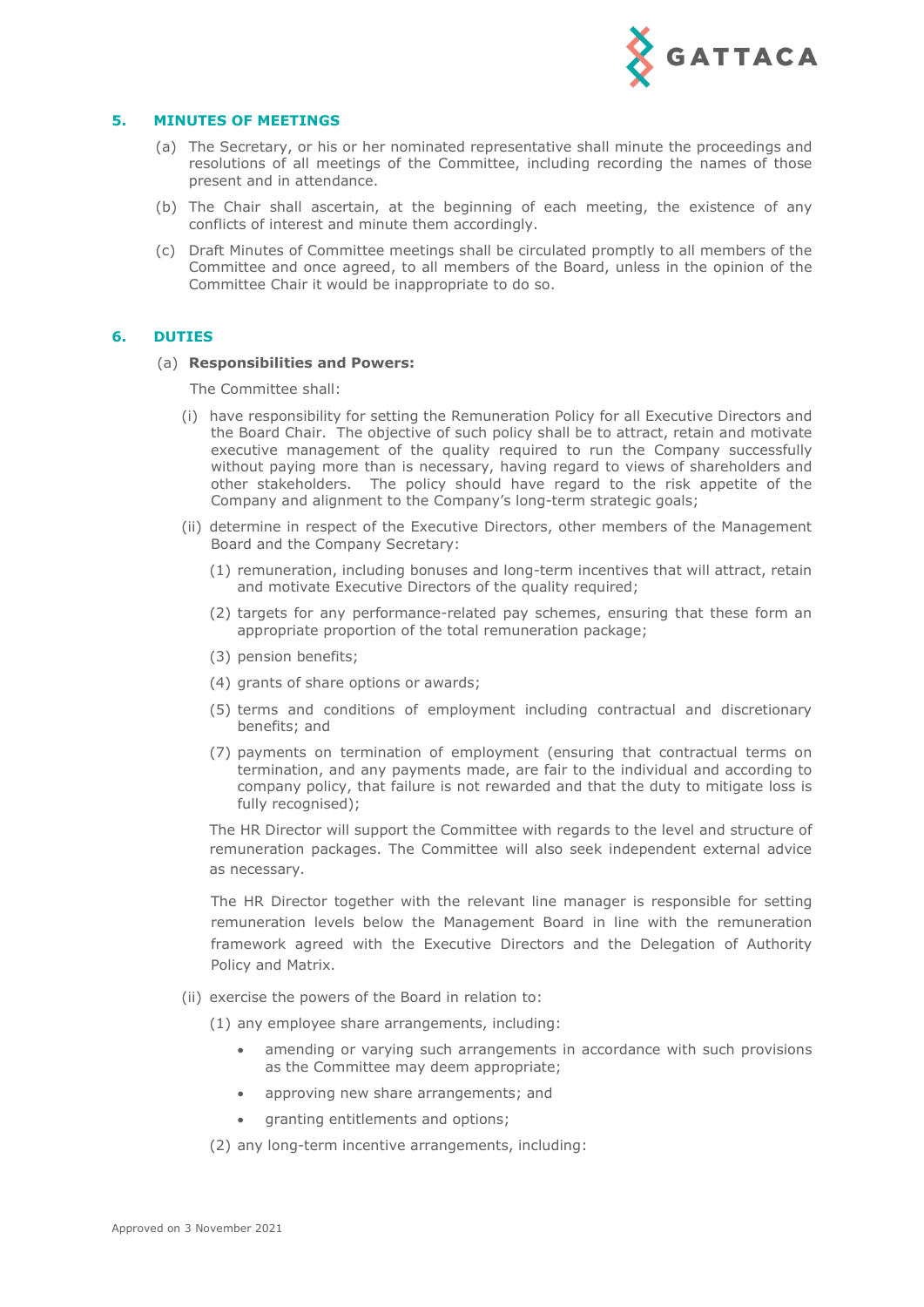## 5. MINUTES OF MEETINGS

(a) The Secretary, or his or her nominated representative shall minute the proceedings and resolutions of all meetings of the Committee, including recording the names of those present and in attendance.

(b) The Chair shall ascertain, at the beginning of each meeting, the existence of any conflicts of interest and minute them accordingly.

(c) Draft Minutes of Committee meetings shall be circulated promptly to all members of the Committee and once agreed, to all members of the Board, unless in the opinion of the Committee Chair it would be inappropriate to do so.

## 6. DUTIES

(a) **Responsibilities and Powers:**

The Committee shall:

(i) have responsibility for setting the Remuneration Policy for all Executive Directors and the Board Chair. The objective of such policy shall be to attract, retain and motivate executive management of the quality required to run the Company successfully without paying more than is necessary, having regard to views of shareholders and other stakeholders. The policy should have regard to the risk appetite of the Company and alignment to the Company's long-term strategic goals;

(ii) determine in respect of the Executive Directors, other members of the Management Board and the Company Secretary:

(1) remuneration, including bonuses and long-term incentives that will attract, retain and motivate Executive Directors of the quality required;

(2) targets for any performance-related pay schemes, ensuring that these form an appropriate proportion of the total remuneration package;

(3) pension benefits;

(4) grants of share options or awards;

(5) terms and conditions of employment including contractual and discretionary benefits; and

(7) payments on termination of employment (ensuring that contractual terms on termination, and any payments made, are fair to the individual and according to company policy, that failure is not rewarded and that the duty to mitigate loss is fully recognised);

The HR Director will support the Committee with regards to the level and structure of remuneration packages. The Committee will also seek independent external advice as necessary.

The HR Director together with the relevant line manager is responsible for setting remuneration levels below the Management Board in line with the remuneration framework agreed with the Executive Directors and the Delegation of Authority Policy and Matrix.

(ii) exercise the powers of the Board in relation to:

(1) any employee share arrangements, including:

- amending or varying such arrangements in accordance with such provisions as the Committee may deem appropriate;
- approving new share arrangements; and
- granting entitlements and options;

(2) any long-term incentive arrangements, including:

Approved on 3 November 2021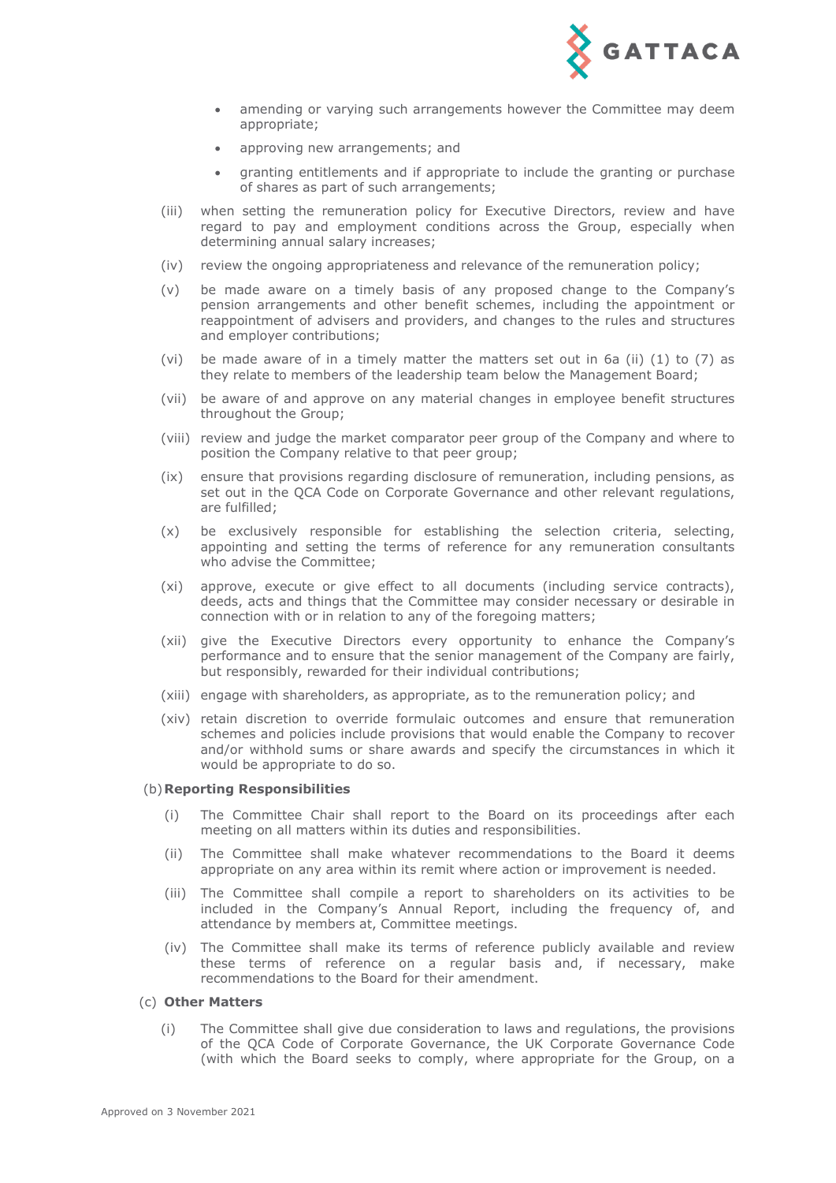- amending or varying such arrangements however the Committee may deem appropriate;
- approving new arrangements; and
- granting entitlements and if appropriate to include the granting or purchase of shares as part of such arrangements;

(iii) when setting the remuneration policy for Executive Directors, review and have regard to pay and employment conditions across the Group, especially when determining annual salary increases;

(iv) review the ongoing appropriateness and relevance of the remuneration policy;

(v) be made aware on a timely basis of any proposed change to the Company's pension arrangements and other benefit schemes, including the appointment or reappointment of advisers and providers, and changes to the rules and structures and employer contributions;

(vi) be made aware of in a timely matter the matters set out in 6a (ii) (1) to (7) as they relate to members of the leadership team below the Management Board;

(vii) be aware of and approve on any material changes in employee benefit structures throughout the Group;

(viii) review and judge the market comparator peer group of the Company and where to position the Company relative to that peer group;

(ix) ensure that provisions regarding disclosure of remuneration, including pensions, as set out in the QCA Code on Corporate Governance and other relevant regulations, are fulfilled;

(x) be exclusively responsible for establishing the selection criteria, selecting, appointing and setting the terms of reference for any remuneration consultants who advise the Committee;

(xi) approve, execute or give effect to all documents (including service contracts), deeds, acts and things that the Committee may consider necessary or desirable in connection with or in relation to any of the foregoing matters;

(xii) give the Executive Directors every opportunity to enhance the Company's performance and to ensure that the senior management of the Company are fairly, but responsibly, rewarded for their individual contributions;

(xiii) engage with shareholders, as appropriate, as to the remuneration policy; and

(xiv) retain discretion to override formulaic outcomes and ensure that remuneration schemes and policies include provisions that would enable the Company to recover and/or withhold sums or share awards and specify the circumstances in which it would be appropriate to do so.

(b) **Reporting Responsibilities**

(i) The Committee Chair shall report to the Board on its proceedings after each meeting on all matters within its duties and responsibilities.

(ii) The Committee shall make whatever recommendations to the Board it deems appropriate on any area within its remit where action or improvement is needed.

(iii) The Committee shall compile a report to shareholders on its activities to be included in the Company's Annual Report, including the frequency of, and attendance by members at, Committee meetings.

(iv) The Committee shall make its terms of reference publicly available and review these terms of reference on a regular basis and, if necessary, make recommendations to the Board for their amendment.

(c) **Other Matters**

(i) The Committee shall give due consideration to laws and regulations, the provisions of the QCA Code of Corporate Governance, the UK Corporate Governance Code (with which the Board seeks to comply, where appropriate for the Group, on a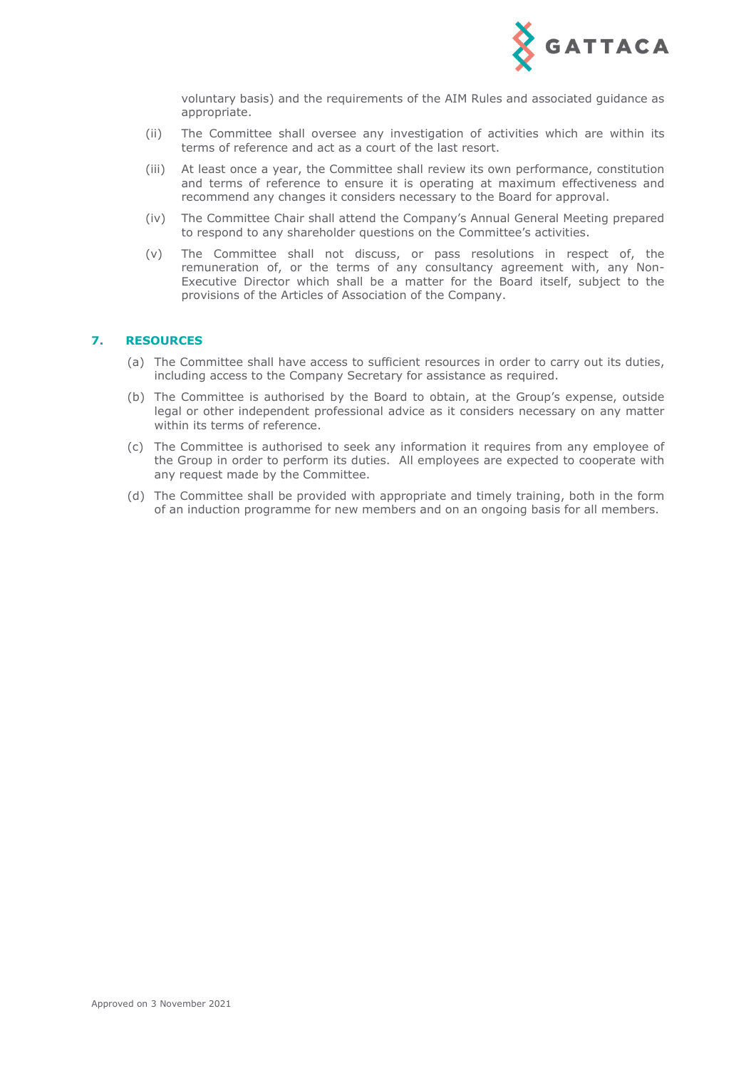voluntary basis) and the requirements of the AIM Rules and associated guidance as appropriate.

(ii) The Committee shall oversee any investigation of activities which are within its terms of reference and act as a court of the last resort.

(iii) At least once a year, the Committee shall review its own performance, constitution and terms of reference to ensure it is operating at maximum effectiveness and recommend any changes it considers necessary to the Board for approval.

(iv) The Committee Chair shall attend the Company's Annual General Meeting prepared to respond to any shareholder questions on the Committee's activities.

(v) The Committee shall not discuss, or pass resolutions in respect of, the remuneration of, or the terms of any consultancy agreement with, any Non-Executive Director which shall be a matter for the Board itself, subject to the provisions of the Articles of Association of the Company.

## 7. RESOURCES

(a) The Committee shall have access to sufficient resources in order to carry out its duties, including access to the Company Secretary for assistance as required.

(b) The Committee is authorised by the Board to obtain, at the Group's expense, outside legal or other independent professional advice as it considers necessary on any matter within its terms of reference.

(c) The Committee is authorised to seek any information it requires from any employee of the Group in order to perform its duties. All employees are expected to cooperate with any request made by the Committee.

(d) The Committee shall be provided with appropriate and timely training, both in the form of an induction programme for new members and on an ongoing basis for all members.

Approved on 3 November 2021